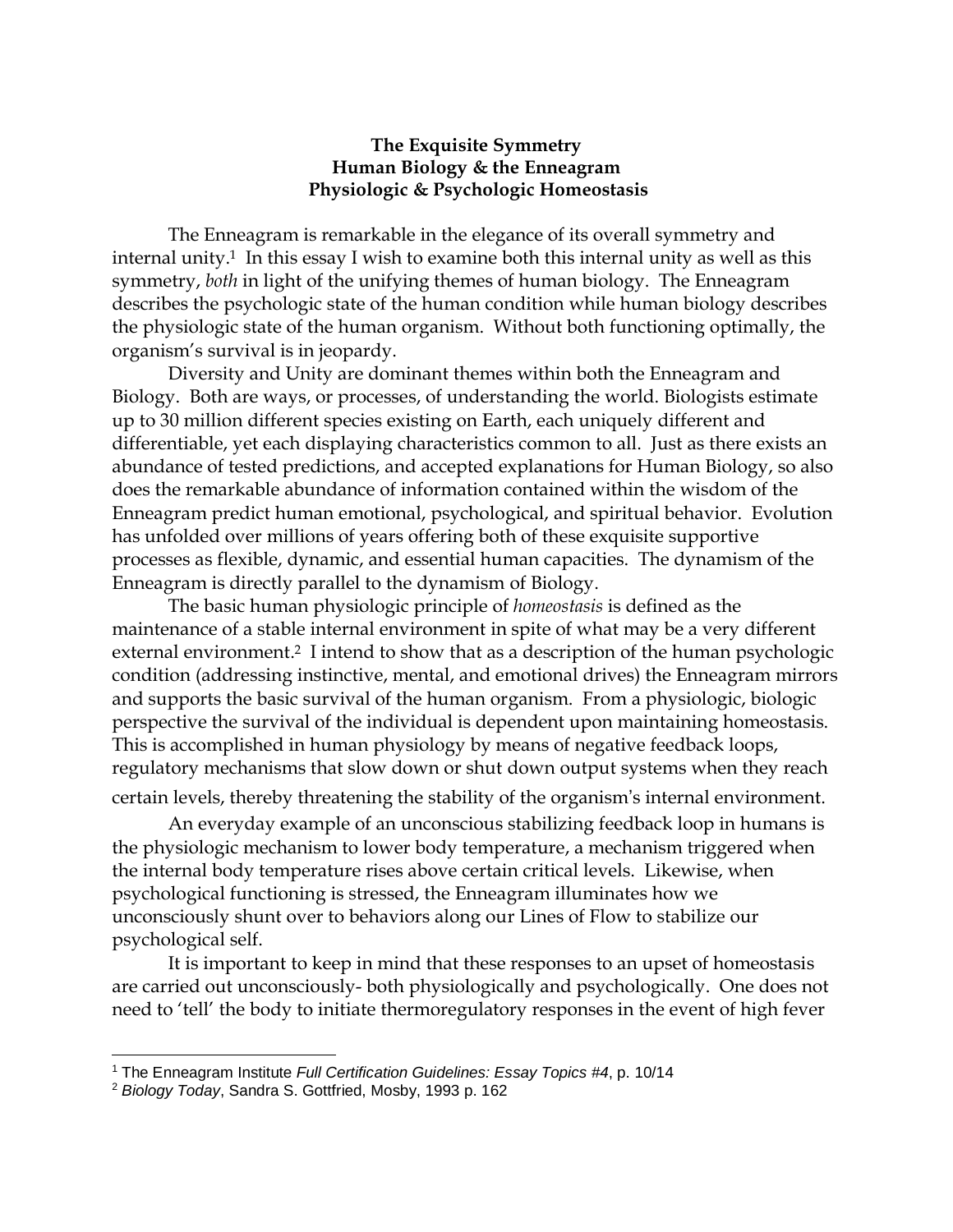**The Exquisite Symmetry**
**Human Biology & the Enneagram**
**Physiologic & Psychologic Homeostasis**

The Enneagram is remarkable in the elegance of its overall symmetry and internal unity.[1] In this essay I wish to examine both this internal unity as well as this symmetry, *both* in light of the unifying themes of human biology. The Enneagram describes the psychologic state of the human condition while human biology describes the physiologic state of the human organism. Without both functioning optimally, the organism's survival is in jeopardy.

Diversity and Unity are dominant themes within both the Enneagram and Biology. Both are ways, or processes, of understanding the world. Biologists estimate up to 30 million different species existing on Earth, each uniquely different and differentiable, yet each displaying characteristics common to all. Just as there exists an abundance of tested predictions, and accepted explanations for Human Biology, so also does the remarkable abundance of information contained within the wisdom of the Enneagram predict human emotional, psychological, and spiritual behavior. Evolution has unfolded over millions of years offering both of these exquisite supportive processes as flexible, dynamic, and essential human capacities. The dynamism of the Enneagram is directly parallel to the dynamism of Biology.

The basic human physiologic principle of *homeostasis* is defined as the maintenance of a stable internal environment in spite of what may be a very different external environment.[2] I intend to show that as a description of the human psychologic condition (addressing instinctive, mental, and emotional drives) the Enneagram mirrors and supports the basic survival of the human organism. From a physiologic, biologic perspective the survival of the individual is dependent upon maintaining homeostasis. This is accomplished in human physiology by means of negative feedback loops, regulatory mechanisms that slow down or shut down output systems when they reach certain levels, thereby threatening the stability of the organism's internal environment.

An everyday example of an unconscious stabilizing feedback loop in humans is the physiologic mechanism to lower body temperature, a mechanism triggered when the internal body temperature rises above certain critical levels. Likewise, when psychological functioning is stressed, the Enneagram illuminates how we unconsciously shunt over to behaviors along our Lines of Flow to stabilize our psychological self.

It is important to keep in mind that these responses to an upset of homeostasis are carried out unconsciously- both physiologically and psychologically. One does not need to 'tell' the body to initiate thermoregulatory responses in the event of high fever

---

[1] The Enneagram Institute *Full Certification Guidelines: Essay Topics #4*, p. 10/14

[2] *Biology Today*, Sandra S. Gottfried, Mosby, 1993 p. 162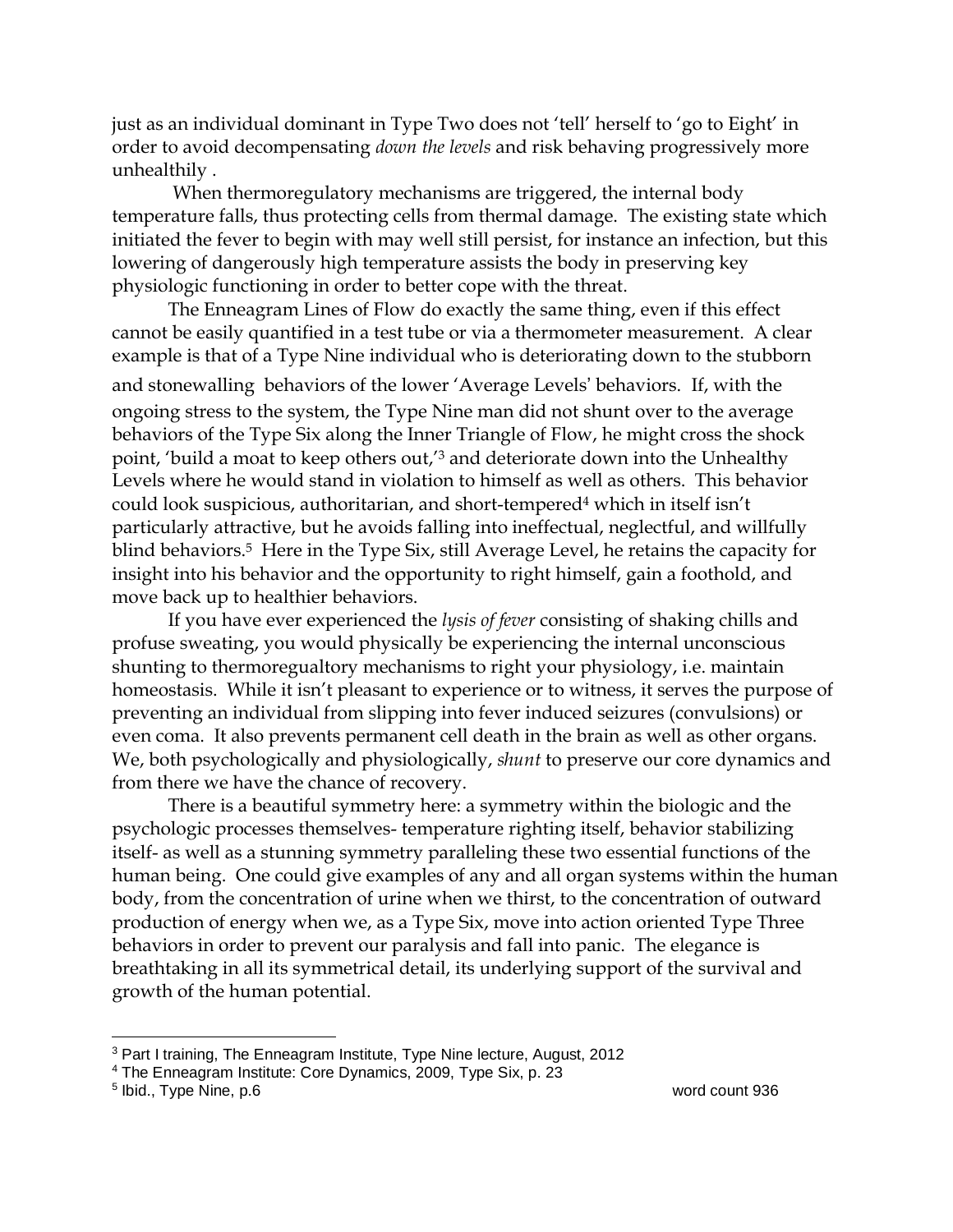just as an individual dominant in Type Two does not 'tell' herself to 'go to Eight' in order to avoid decompensating *down the levels* and risk behaving progressively more unhealthily .

When thermoregulatory mechanisms are triggered, the internal body temperature falls, thus protecting cells from thermal damage. The existing state which initiated the fever to begin with may well still persist, for instance an infection, but this lowering of dangerously high temperature assists the body in preserving key physiologic functioning in order to better cope with the threat.

The Enneagram Lines of Flow do exactly the same thing, even if this effect cannot be easily quantified in a test tube or via a thermometer measurement. A clear example is that of a Type Nine individual who is deteriorating down to the stubborn and stonewalling behaviors of the lower 'Average Levels' behaviors. If, with the ongoing stress to the system, the Type Nine man did not shunt over to the average behaviors of the Type Six along the Inner Triangle of Flow, he might cross the shock point, 'build a moat to keep others out,'[3] and deteriorate down into the Unhealthy Levels where he would stand in violation to himself as well as others. This behavior could look suspicious, authoritarian, and short-tempered[4] which in itself isn't particularly attractive, but he avoids falling into ineffectual, neglectful, and willfully blind behaviors.[5] Here in the Type Six, still Average Level, he retains the capacity for insight into his behavior and the opportunity to right himself, gain a foothold, and move back up to healthier behaviors.

If you have ever experienced the *lysis of fever* consisting of shaking chills and profuse sweating, you would physically be experiencing the internal unconscious shunting to thermoregualtory mechanisms to right your physiology, i.e. maintain homeostasis. While it isn't pleasant to experience or to witness, it serves the purpose of preventing an individual from slipping into fever induced seizures (convulsions) or even coma. It also prevents permanent cell death in the brain as well as other organs. We, both psychologically and physiologically, *shunt* to preserve our core dynamics and from there we have the chance of recovery.

There is a beautiful symmetry here: a symmetry within the biologic and the psychologic processes themselves- temperature righting itself, behavior stabilizing itself- as well as a stunning symmetry paralleling these two essential functions of the human being. One could give examples of any and all organ systems within the human body, from the concentration of urine when we thirst, to the concentration of outward production of energy when we, as a Type Six, move into action oriented Type Three behaviors in order to prevent our paralysis and fall into panic. The elegance is breathtaking in all its symmetrical detail, its underlying support of the survival and growth of the human potential.

---

[3] Part I training, The Enneagram Institute, Type Nine lecture, August, 2012

[4] The Enneagram Institute: Core Dynamics, 2009, Type Six, p. 23

[5] Ibid., Type Nine, p.6

word count 936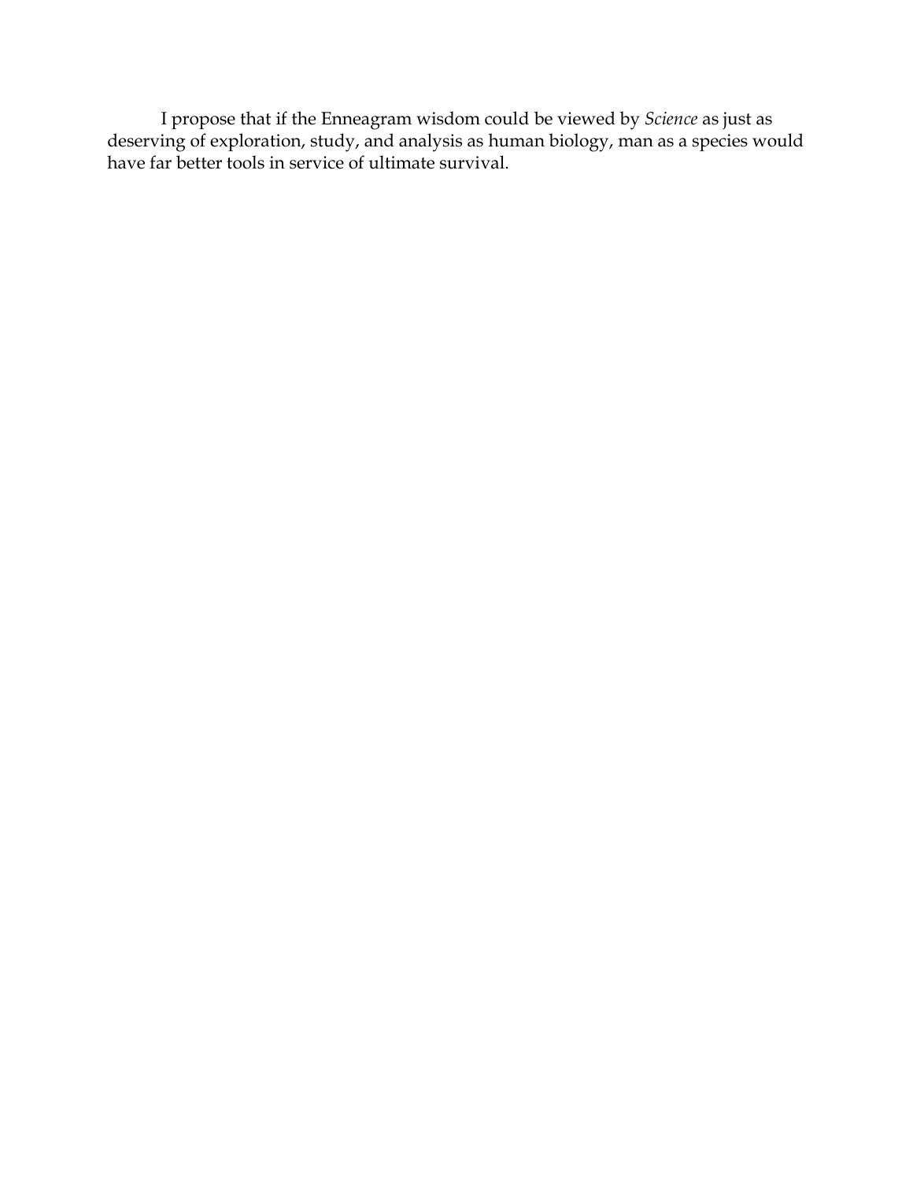I propose that if the Enneagram wisdom could be viewed by *Science* as just as deserving of exploration, study, and analysis as human biology, man as a species would have far better tools in service of ultimate survival.